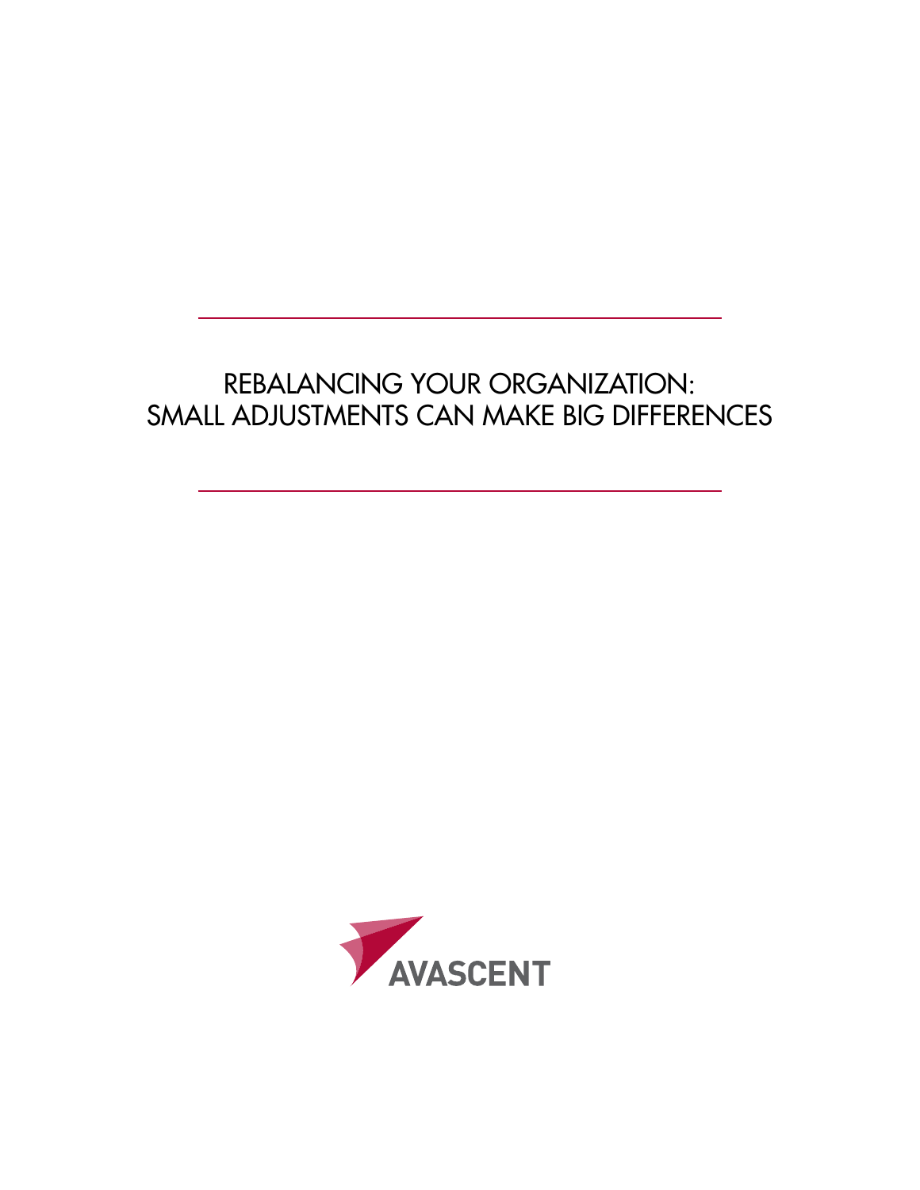# REBALANCING YOUR ORGANIZATION: SMALL ADJUSTMENTS CAN MAKE BIG DIFFERENCES

AVASCENT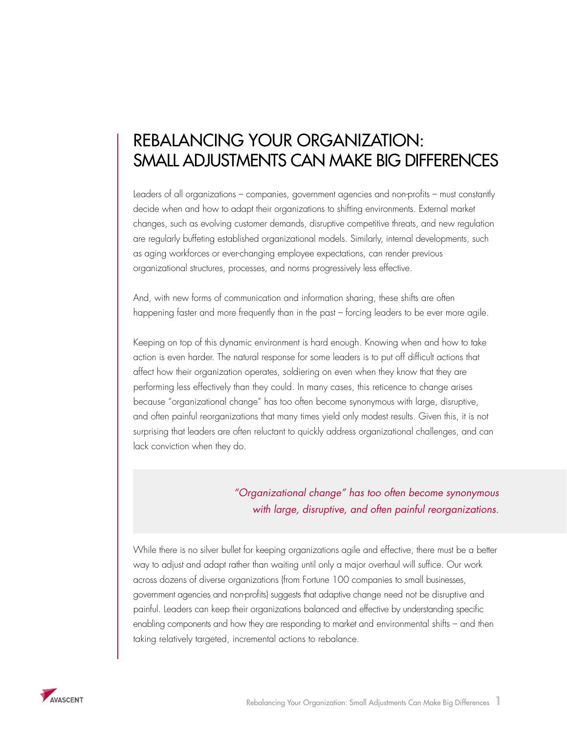# REBALANCING YOUR ORGANIZATION: SMALL ADJUSTMENTS CAN MAKE BIG DIFFERENCES

Leaders of all organizations – companies, government agencies and non-profits – must constantly decide when and how to adapt their organizations to shifting environments. External market changes, such as evolving customer demands, disruptive competitive threats, and new regulation are regularly buffeting established organizational models. Similarly, internal developments, such as aging workforces or ever-changing employee expectations, can render previous organizational structures, processes, and norms progressively less effective.

And, with new forms of communication and information sharing, these shifts are often happening faster and more frequently than in the past – forcing leaders to be ever more agile.

Keeping on top of this dynamic environment is hard enough. Knowing when and how to take action is even harder. The natural response for some leaders is to put off difficult actions that affect how their organization operates, soldiering on even when they know that they are performing less effectively than they could. In many cases, this reticence to change arises because "organizational change" has too often become synonymous with large, disruptive, and often painful reorganizations that many times yield only modest results. Given this, it is not surprising that leaders are often reluctant to quickly address organizational challenges, and can lack conviction when they do.

> *"Organizational change" has too often become synonymous with large, disruptive, and often painful reorganizations.*

While there is no silver bullet for keeping organizations agile and effective, there must be a better way to adjust and adapt rather than waiting until only a major overhaul will suffice. Our work across dozens of diverse organizations (from Fortune 100 companies to small businesses, government agencies and non-profits) suggests that adaptive change need not be disruptive and painful. Leaders can keep their organizations balanced and effective by understanding specific enabling components and how they are responding to market and environmental shifts – and then taking relatively targeted, incremental actions to rebalance.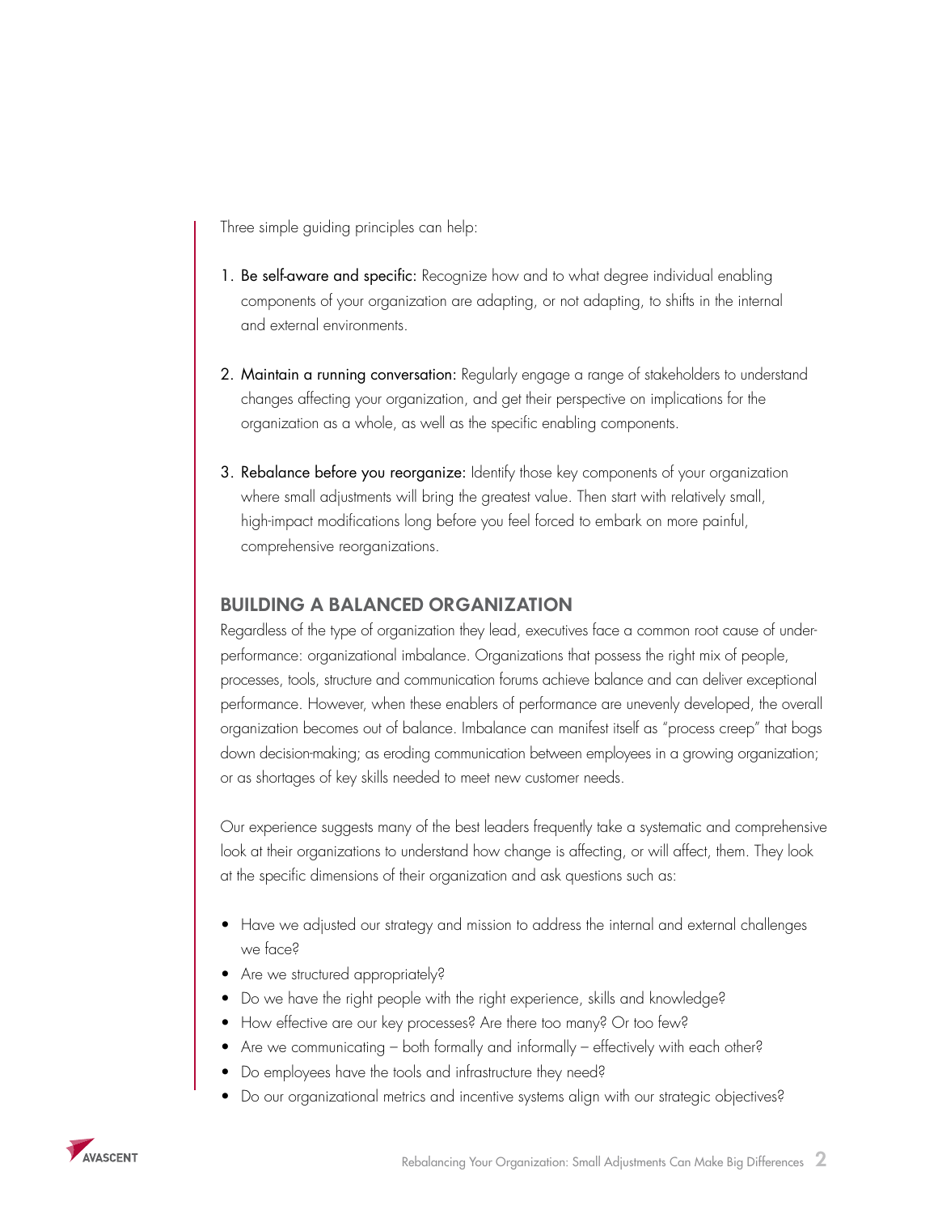Three simple guiding principles can help:

1. **Be self-aware and specific:** Recognize how and to what degree individual enabling components of your organization are adapting, or not adapting, to shifts in the internal and external environments.

2. **Maintain a running conversation:** Regularly engage a range of stakeholders to understand changes affecting your organization, and get their perspective on implications for the organization as a whole, as well as the specific enabling components.

3. **Rebalance before you reorganize:** Identify those key components of your organization where small adjustments will bring the greatest value. Then start with relatively small, high-impact modifications long before you feel forced to embark on more painful, comprehensive reorganizations.

## BUILDING A BALANCED ORGANIZATION

Regardless of the type of organization they lead, executives face a common root cause of under-performance: organizational imbalance. Organizations that possess the right mix of people, processes, tools, structure and communication forums achieve balance and can deliver exceptional performance. However, when these enablers of performance are unevenly developed, the overall organization becomes out of balance. Imbalance can manifest itself as "process creep" that bogs down decision-making; as eroding communication between employees in a growing organization; or as shortages of key skills needed to meet new customer needs.

Our experience suggests many of the best leaders frequently take a systematic and comprehensive look at their organizations to understand how change is affecting, or will affect, them. They look at the specific dimensions of their organization and ask questions such as:

- Have we adjusted our strategy and mission to address the internal and external challenges we face?
- Are we structured appropriately?
- Do we have the right people with the right experience, skills and knowledge?
- How effective are our key processes? Are there too many? Or too few?
- Are we communicating – both formally and informally – effectively with each other?
- Do employees have the tools and infrastructure they need?
- Do our organizational metrics and incentive systems align with our strategic objectives?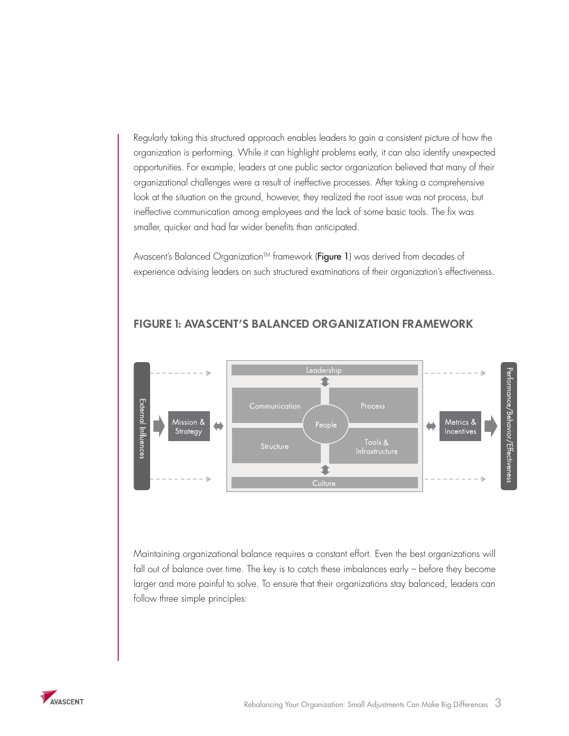Regularly taking this structured approach enables leaders to gain a consistent picture of how the organization is performing. While it can highlight problems early, it can also identify unexpected opportunities. For example, leaders at one public sector organization believed that many of their organizational challenges were a result of ineffective processes. After taking a comprehensive look at the situation on the ground, however, they realized the root issue was not process, but ineffective communication among employees and the lack of some basic tools. The fix was smaller, quicker and had far wider benefits than anticipated.

Avascent's Balanced Organization™ framework (Figure 1) was derived from decades of experience advising leaders on such structured examinations of their organization's effectiveness.

## FIGURE 1: AVASCENT'S BALANCED ORGANIZATION FRAMEWORK

External Influences → Mission & Strategy ↔ [Leadership; Communication, Process, People, Structure, Tools & Infrastructure; Culture] ↔ Metrics & Incentives → Performance/Behavior/Effectiveness

Maintaining organizational balance requires a constant effort. Even the best organizations will fall out of balance over time. The key is to catch these imbalances early – before they become larger and more painful to solve. To ensure that their organizations stay balanced, leaders can follow three simple principles: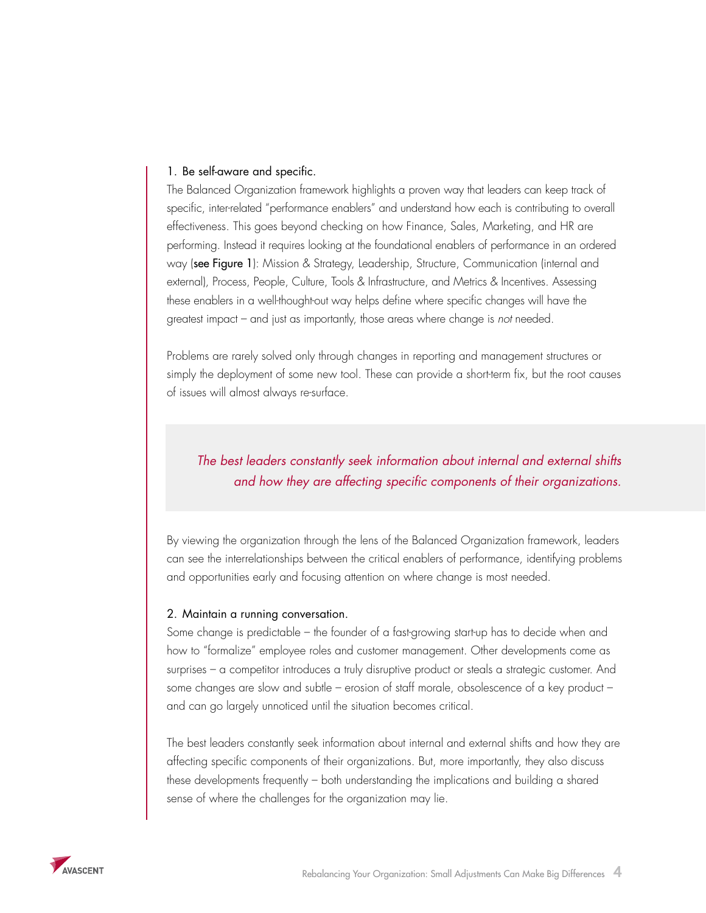### 1. Be self-aware and specific.

The Balanced Organization framework highlights a proven way that leaders can keep track of specific, inter-related "performance enablers" and understand how each is contributing to overall effectiveness. This goes beyond checking on how Finance, Sales, Marketing, and HR are performing. Instead it requires looking at the foundational enablers of performance in an ordered way (**see Figure 1**): Mission & Strategy, Leadership, Structure, Communication (internal and external), Process, People, Culture, Tools & Infrastructure, and Metrics & Incentives. Assessing these enablers in a well-thought-out way helps define where specific changes will have the greatest impact – and just as importantly, those areas where change is *not* needed.

Problems are rarely solved only through changes in reporting and management structures or simply the deployment of some new tool. These can provide a short-term fix, but the root causes of issues will almost always re-surface.

> *The best leaders constantly seek information about internal and external shifts and how they are affecting specific components of their organizations.*

By viewing the organization through the lens of the Balanced Organization framework, leaders can see the interrelationships between the critical enablers of performance, identifying problems and opportunities early and focusing attention on where change is most needed.

### 2. Maintain a running conversation.

Some change is predictable – the founder of a fast-growing start-up has to decide when and how to "formalize" employee roles and customer management. Other developments come as surprises – a competitor introduces a truly disruptive product or steals a strategic customer. And some changes are slow and subtle – erosion of staff morale, obsolescence of a key product – and can go largely unnoticed until the situation becomes critical.

The best leaders constantly seek information about internal and external shifts and how they are affecting specific components of their organizations. But, more importantly, they also discuss these developments frequently – both understanding the implications and building a shared sense of where the challenges for the organization may lie.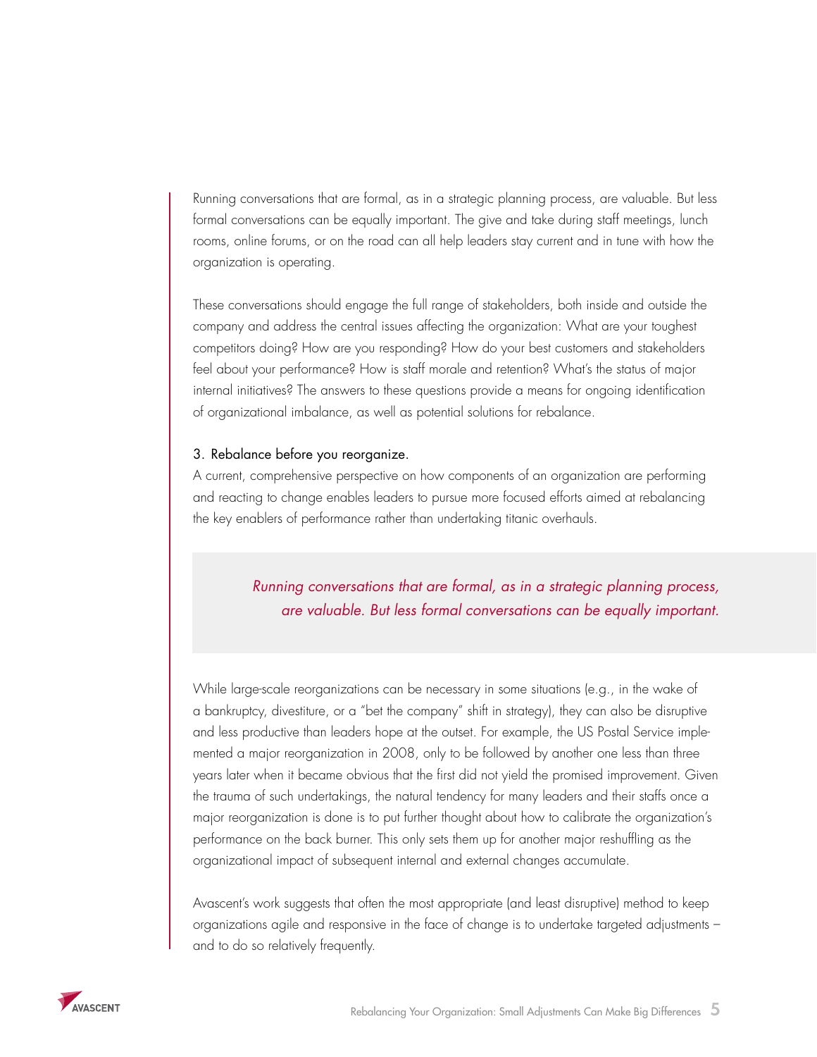Running conversations that are formal, as in a strategic planning process, are valuable. But less formal conversations can be equally important. The give and take during staff meetings, lunch rooms, online forums, or on the road can all help leaders stay current and in tune with how the organization is operating.

These conversations should engage the full range of stakeholders, both inside and outside the company and address the central issues affecting the organization: What are your toughest competitors doing? How are you responding? How do your best customers and stakeholders feel about your performance? How is staff morale and retention? What's the status of major internal initiatives? The answers to these questions provide a means for ongoing identification of organizational imbalance, as well as potential solutions for rebalance.

### 3. Rebalance before you reorganize.

A current, comprehensive perspective on how components of an organization are performing and reacting to change enables leaders to pursue more focused efforts aimed at rebalancing the key enablers of performance rather than undertaking titanic overhauls.

> *Running conversations that are formal, as in a strategic planning process, are valuable. But less formal conversations can be equally important.*

While large-scale reorganizations can be necessary in some situations (e.g., in the wake of a bankruptcy, divestiture, or a "bet the company" shift in strategy), they can also be disruptive and less productive than leaders hope at the outset. For example, the US Postal Service implemented a major reorganization in 2008, only to be followed by another one less than three years later when it became obvious that the first did not yield the promised improvement. Given the trauma of such undertakings, the natural tendency for many leaders and their staffs once a major reorganization is done is to put further thought about how to calibrate the organization's performance on the back burner. This only sets them up for another major reshuffling as the organizational impact of subsequent internal and external changes accumulate.

Avascent's work suggests that often the most appropriate (and least disruptive) method to keep organizations agile and responsive in the face of change is to undertake targeted adjustments – and to do so relatively frequently.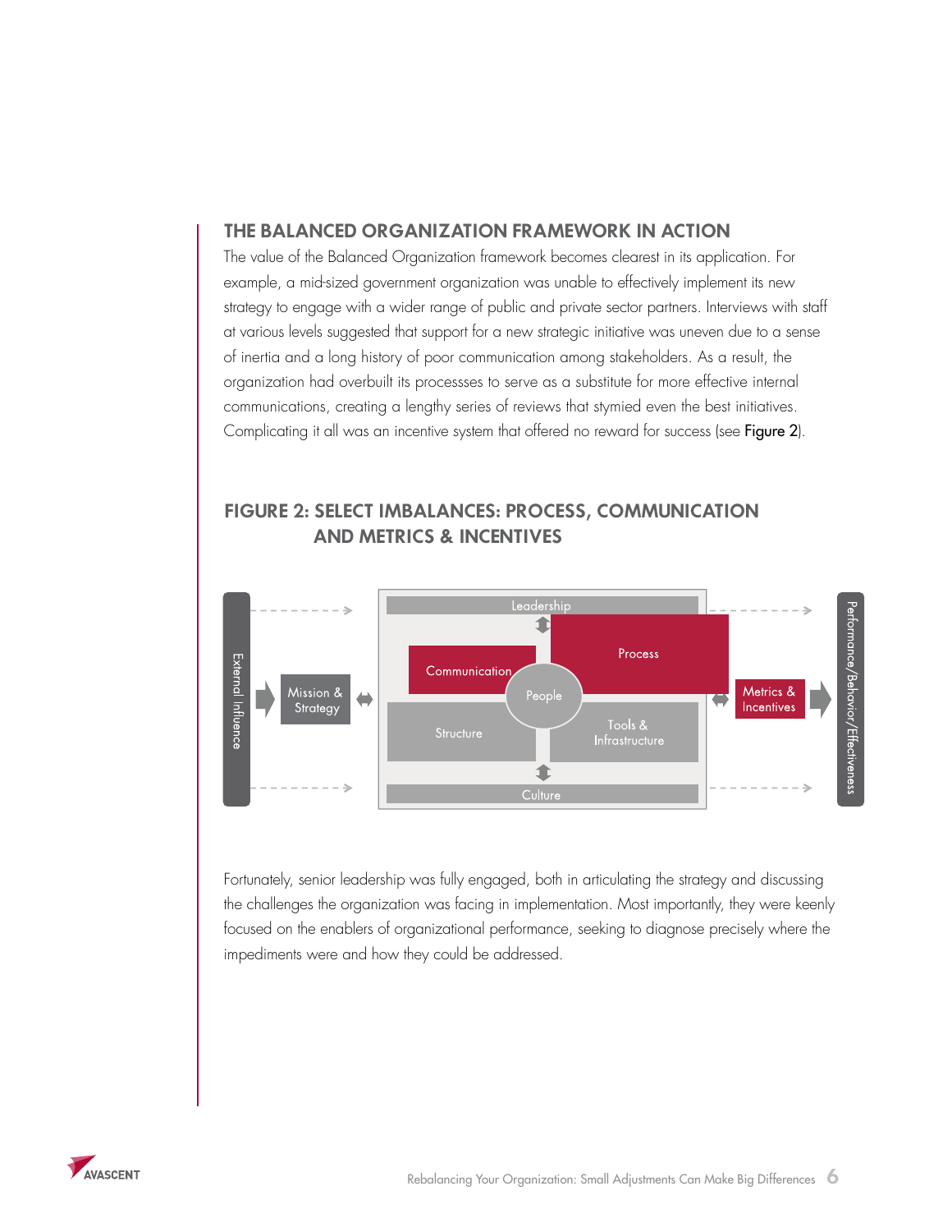## THE BALANCED ORGANIZATION FRAMEWORK IN ACTION

The value of the Balanced Organization framework becomes clearest in its application. For example, a mid-sized government organization was unable to effectively implement its new strategy to engage with a wider range of public and private sector partners. Interviews with staff at various levels suggested that support for a new strategic initiative was uneven due to a sense of inertia and a long history of poor communication among stakeholders. As a result, the organization had overbuilt its processses to serve as a substitute for more effective internal communications, creating a lengthy series of reviews that stymied even the best initiatives. Complicating it all was an incentive system that offered no reward for success (see **Figure 2**).

### FIGURE 2: SELECT IMBALANCES: PROCESS, COMMUNICATION AND METRICS & INCENTIVES

External Influence

Mission & Strategy

Leadership

Communication

Process

People

Structure

Tools & Infrastructure

Culture

Metrics & Incentives

Performance/Behavior/Effectiveness

Fortunately, senior leadership was fully engaged, both in articulating the strategy and discussing the challenges the organization was facing in implementation. Most importantly, they were keenly focused on the enablers of organizational performance, seeking to diagnose precisely where the impediments were and how they could be addressed.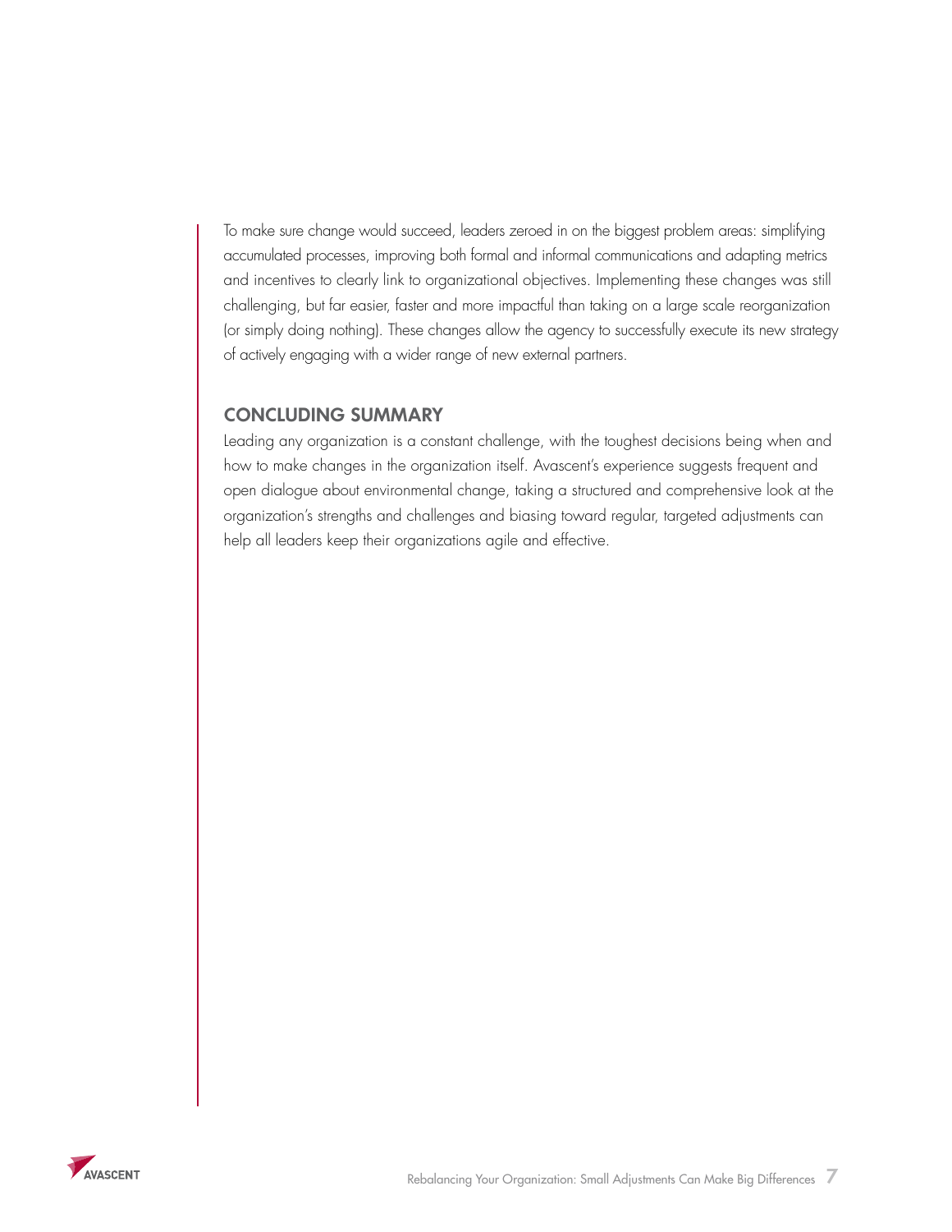To make sure change would succeed, leaders zeroed in on the biggest problem areas: simplifying accumulated processes, improving both formal and informal communications and adapting metrics and incentives to clearly link to organizational objectives. Implementing these changes was still challenging, but far easier, faster and more impactful than taking on a large scale reorganization (or simply doing nothing). These changes allow the agency to successfully execute its new strategy of actively engaging with a wider range of new external partners.

## CONCLUDING SUMMARY

Leading any organization is a constant challenge, with the toughest decisions being when and how to make changes in the organization itself. Avascent's experience suggests frequent and open dialogue about environmental change, taking a structured and comprehensive look at the organization's strengths and challenges and biasing toward regular, targeted adjustments can help all leaders keep their organizations agile and effective.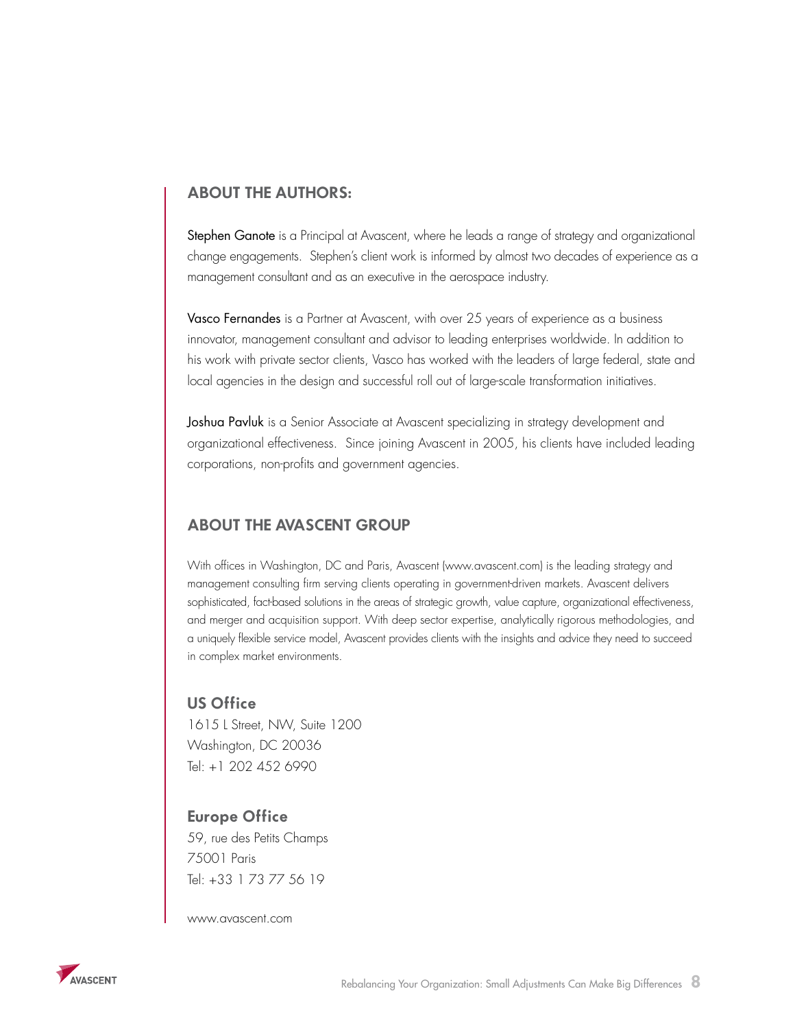## ABOUT THE AUTHORS:

**Stephen Ganote** is a Principal at Avascent, where he leads a range of strategy and organizational change engagements. Stephen's client work is informed by almost two decades of experience as a management consultant and as an executive in the aerospace industry.

**Vasco Fernandes** is a Partner at Avascent, with over 25 years of experience as a business innovator, management consultant and advisor to leading enterprises worldwide. In addition to his work with private sector clients, Vasco has worked with the leaders of large federal, state and local agencies in the design and successful roll out of large-scale transformation initiatives.

**Joshua Pavluk** is a Senior Associate at Avascent specializing in strategy development and organizational effectiveness. Since joining Avascent in 2005, his clients have included leading corporations, non-profits and government agencies.

## ABOUT THE AVASCENT GROUP

With offices in Washington, DC and Paris, Avascent (www.avascent.com) is the leading strategy and management consulting firm serving clients operating in government-driven markets. Avascent delivers sophisticated, fact-based solutions in the areas of strategic growth, value capture, organizational effectiveness, and merger and acquisition support. With deep sector expertise, analytically rigorous methodologies, and a uniquely flexible service model, Avascent provides clients with the insights and advice they need to succeed in complex market environments.

### US Office

1615 L Street, NW, Suite 1200
Washington, DC 20036
Tel: +1 202 452 6990

### Europe Office

59, rue des Petits Champs
75001 Paris
Tel: +33 1 73 77 56 19

www.avascent.com